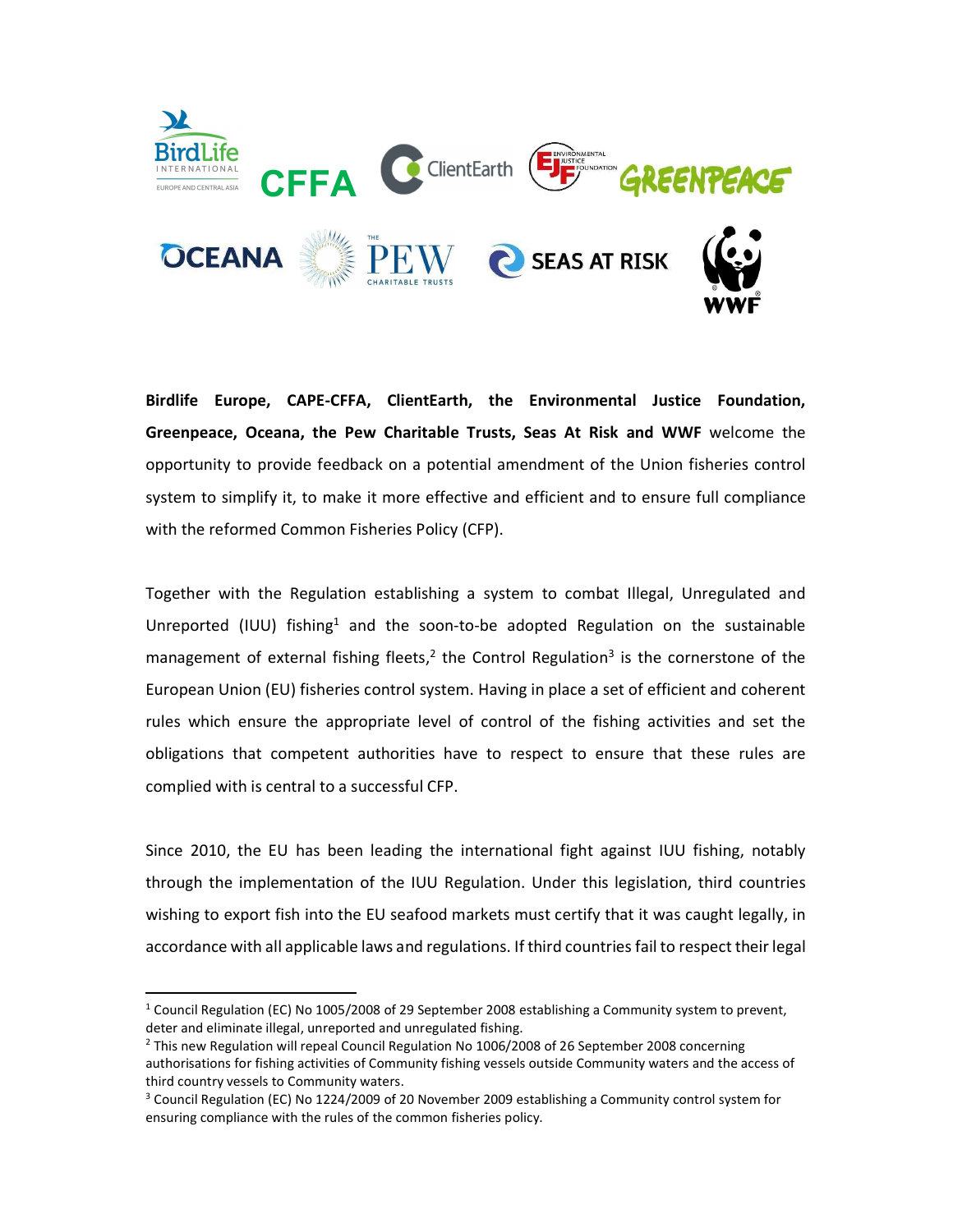**Birdlife Europe, CAPE-CFFA, ClientEarth, the Environmental Justice Foundation, Greenpeace, Oceana, the Pew Charitable Trusts, Seas At Risk and WWF** welcome the opportunity to provide feedback on a potential amendment of the Union fisheries control system to simplify it, to make it more effective and efficient and to ensure full compliance with the reformed Common Fisheries Policy (CFP).

Together with the Regulation establishing a system to combat Illegal, Unregulated and Unreported (IUU) fishing[1] and the soon-to-be adopted Regulation on the sustainable management of external fishing fleets,[2] the Control Regulation[3] is the cornerstone of the European Union (EU) fisheries control system. Having in place a set of efficient and coherent rules which ensure the appropriate level of control of the fishing activities and set the obligations that competent authorities have to respect to ensure that these rules are complied with is central to a successful CFP.

Since 2010, the EU has been leading the international fight against IUU fishing, notably through the implementation of the IUU Regulation. Under this legislation, third countries wishing to export fish into the EU seafood markets must certify that it was caught legally, in accordance with all applicable laws and regulations. If third countries fail to respect their legal

---

[1] Council Regulation (EC) No 1005/2008 of 29 September 2008 establishing a Community system to prevent, deter and eliminate illegal, unreported and unregulated fishing.

[2] This new Regulation will repeal Council Regulation No 1006/2008 of 26 September 2008 concerning authorisations for fishing activities of Community fishing vessels outside Community waters and the access of third country vessels to Community waters.

[3] Council Regulation (EC) No 1224/2009 of 20 November 2009 establishing a Community control system for ensuring compliance with the rules of the common fisheries policy.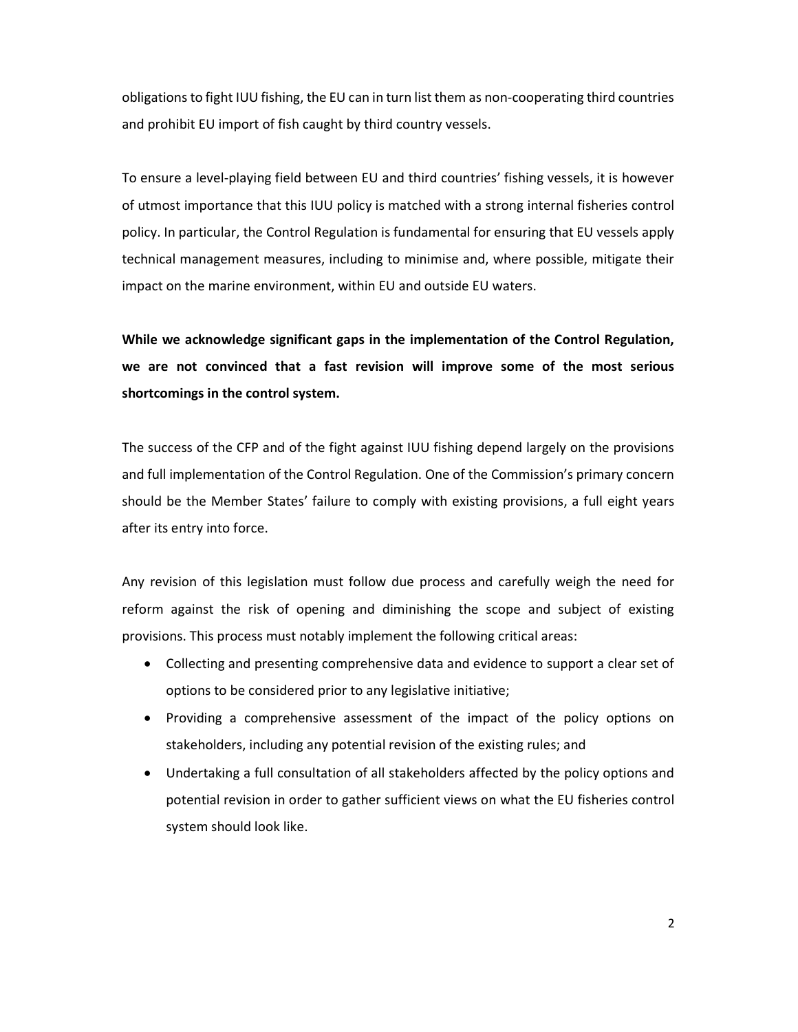obligations to fight IUU fishing, the EU can in turn list them as non-cooperating third countries and prohibit EU import of fish caught by third country vessels.

To ensure a level-playing field between EU and third countries' fishing vessels, it is however of utmost importance that this IUU policy is matched with a strong internal fisheries control policy. In particular, the Control Regulation is fundamental for ensuring that EU vessels apply technical management measures, including to minimise and, where possible, mitigate their impact on the marine environment, within EU and outside EU waters.

**While we acknowledge significant gaps in the implementation of the Control Regulation, we are not convinced that a fast revision will improve some of the most serious shortcomings in the control system.**

The success of the CFP and of the fight against IUU fishing depend largely on the provisions and full implementation of the Control Regulation. One of the Commission's primary concern should be the Member States' failure to comply with existing provisions, a full eight years after its entry into force.

Any revision of this legislation must follow due process and carefully weigh the need for reform against the risk of opening and diminishing the scope and subject of existing provisions. This process must notably implement the following critical areas:

- Collecting and presenting comprehensive data and evidence to support a clear set of options to be considered prior to any legislative initiative;
- Providing a comprehensive assessment of the impact of the policy options on stakeholders, including any potential revision of the existing rules; and
- Undertaking a full consultation of all stakeholders affected by the policy options and potential revision in order to gather sufficient views on what the EU fisheries control system should look like.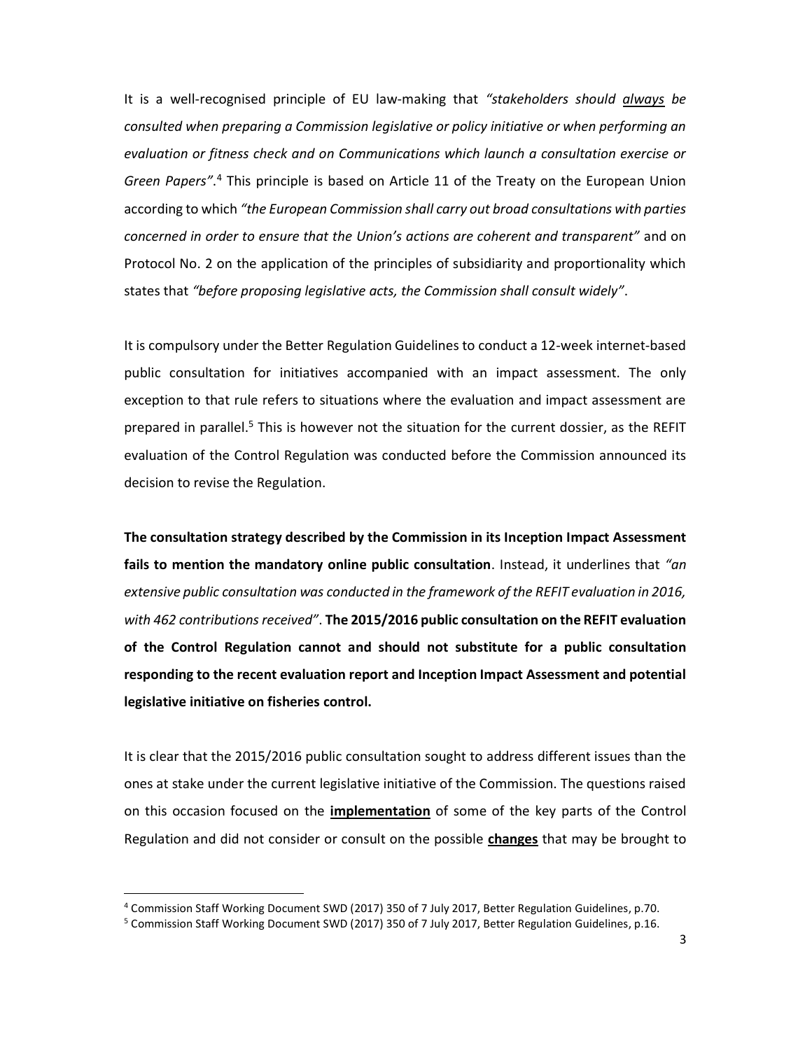It is a well-recognised principle of EU law-making that *"stakeholders should <u>always</u> be consulted when preparing a Commission legislative or policy initiative or when performing an evaluation or fitness check and on Communications which launch a consultation exercise or Green Papers"*.[4] This principle is based on Article 11 of the Treaty on the European Union according to which *"the European Commission shall carry out broad consultations with parties concerned in order to ensure that the Union's actions are coherent and transparent"* and on Protocol No. 2 on the application of the principles of subsidiarity and proportionality which states that *"before proposing legislative acts, the Commission shall consult widely"*.

It is compulsory under the Better Regulation Guidelines to conduct a 12-week internet-based public consultation for initiatives accompanied with an impact assessment. The only exception to that rule refers to situations where the evaluation and impact assessment are prepared in parallel.[5] This is however not the situation for the current dossier, as the REFIT evaluation of the Control Regulation was conducted before the Commission announced its decision to revise the Regulation.

**The consultation strategy described by the Commission in its Inception Impact Assessment fails to mention the mandatory online public consultation**. Instead, it underlines that *"an extensive public consultation was conducted in the framework of the REFIT evaluation in 2016, with 462 contributions received"*. **The 2015/2016 public consultation on the REFIT evaluation of the Control Regulation cannot and should not substitute for a public consultation responding to the recent evaluation report and Inception Impact Assessment and potential legislative initiative on fisheries control.**

It is clear that the 2015/2016 public consultation sought to address different issues than the ones at stake under the current legislative initiative of the Commission. The questions raised on this occasion focused on the **<u>implementation</u>** of some of the key parts of the Control Regulation and did not consider or consult on the possible **<u>changes</u>** that may be brought to

---

[4] Commission Staff Working Document SWD (2017) 350 of 7 July 2017, Better Regulation Guidelines, p.70.

[5] Commission Staff Working Document SWD (2017) 350 of 7 July 2017, Better Regulation Guidelines, p.16.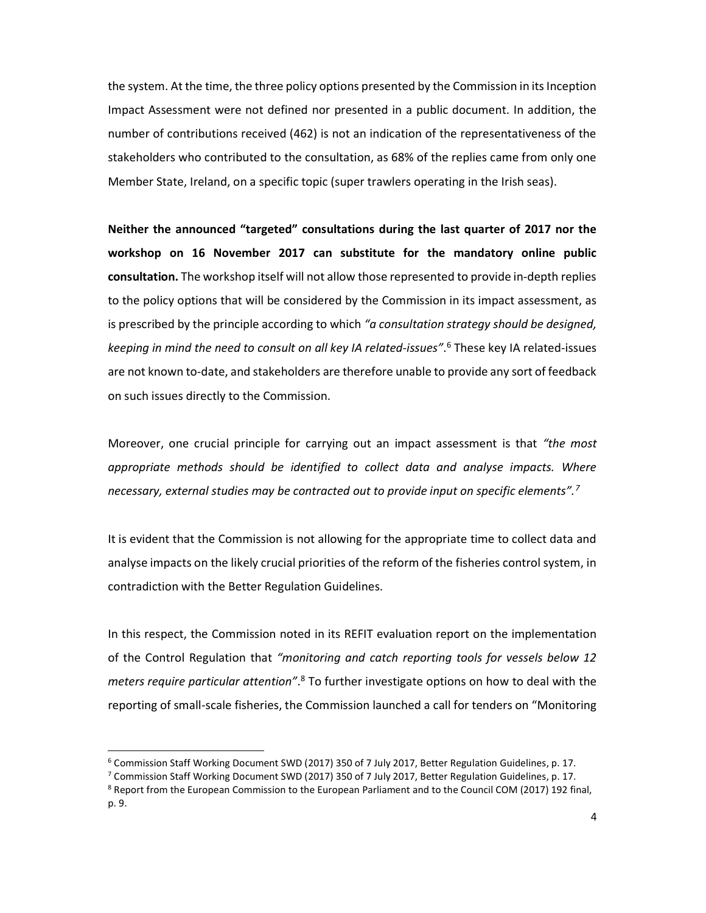the system. At the time, the three policy options presented by the Commission in its Inception Impact Assessment were not defined nor presented in a public document. In addition, the number of contributions received (462) is not an indication of the representativeness of the stakeholders who contributed to the consultation, as 68% of the replies came from only one Member State, Ireland, on a specific topic (super trawlers operating in the Irish seas).

**Neither the announced "targeted" consultations during the last quarter of 2017 nor the workshop on 16 November 2017 can substitute for the mandatory online public consultation.** The workshop itself will not allow those represented to provide in-depth replies to the policy options that will be considered by the Commission in its impact assessment, as is prescribed by the principle according to which *"a consultation strategy should be designed, keeping in mind the need to consult on all key IA related-issues"*.[6] These key IA related-issues are not known to-date, and stakeholders are therefore unable to provide any sort of feedback on such issues directly to the Commission.

Moreover, one crucial principle for carrying out an impact assessment is that *"the most appropriate methods should be identified to collect data and analyse impacts. Where necessary, external studies may be contracted out to provide input on specific elements".*[7]

It is evident that the Commission is not allowing for the appropriate time to collect data and analyse impacts on the likely crucial priorities of the reform of the fisheries control system, in contradiction with the Better Regulation Guidelines.

In this respect, the Commission noted in its REFIT evaluation report on the implementation of the Control Regulation that *"monitoring and catch reporting tools for vessels below 12 meters require particular attention"*.[8] To further investigate options on how to deal with the reporting of small-scale fisheries, the Commission launched a call for tenders on "Monitoring

---

[6] Commission Staff Working Document SWD (2017) 350 of 7 July 2017, Better Regulation Guidelines, p. 17.

[7] Commission Staff Working Document SWD (2017) 350 of 7 July 2017, Better Regulation Guidelines, p. 17.

[8] Report from the European Commission to the European Parliament and to the Council COM (2017) 192 final, p. 9.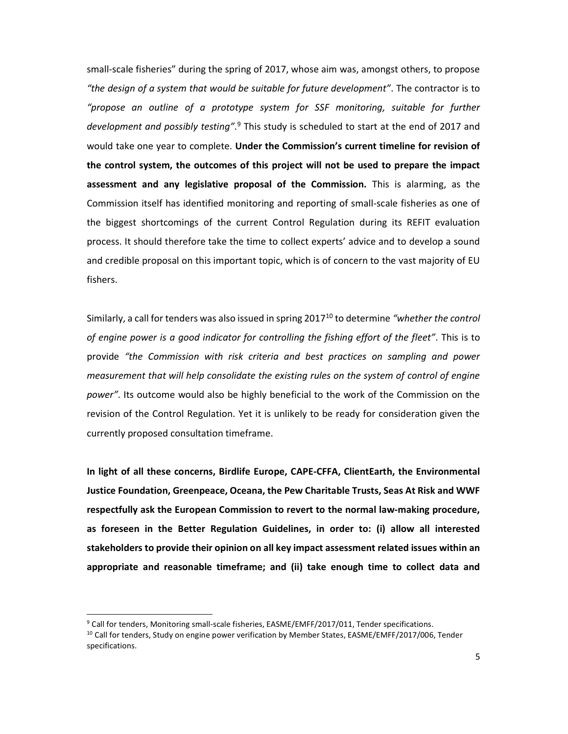small-scale fisheries" during the spring of 2017, whose aim was, amongst others, to propose *"the design of a system that would be suitable for future development"*. The contractor is to *"propose an outline of a prototype system for SSF monitoring, suitable for further development and possibly testing"*.[9] This study is scheduled to start at the end of 2017 and would take one year to complete. **Under the Commission's current timeline for revision of the control system, the outcomes of this project will not be used to prepare the impact assessment and any legislative proposal of the Commission.** This is alarming, as the Commission itself has identified monitoring and reporting of small-scale fisheries as one of the biggest shortcomings of the current Control Regulation during its REFIT evaluation process. It should therefore take the time to collect experts' advice and to develop a sound and credible proposal on this important topic, which is of concern to the vast majority of EU fishers.

Similarly, a call for tenders was also issued in spring 2017[10] to determine *"whether the control of engine power is a good indicator for controlling the fishing effort of the fleet"*. This is to provide *"the Commission with risk criteria and best practices on sampling and power measurement that will help consolidate the existing rules on the system of control of engine power"*. Its outcome would also be highly beneficial to the work of the Commission on the revision of the Control Regulation. Yet it is unlikely to be ready for consideration given the currently proposed consultation timeframe.

**In light of all these concerns, Birdlife Europe, CAPE-CFFA, ClientEarth, the Environmental Justice Foundation, Greenpeace, Oceana, the Pew Charitable Trusts, Seas At Risk and WWF respectfully ask the European Commission to revert to the normal law-making procedure, as foreseen in the Better Regulation Guidelines, in order to: (i) allow all interested stakeholders to provide their opinion on all key impact assessment related issues within an appropriate and reasonable timeframe; and (ii) take enough time to collect data and**

---

[9] Call for tenders, Monitoring small-scale fisheries, EASME/EMFF/2017/011, Tender specifications.

[10] Call for tenders, Study on engine power verification by Member States, EASME/EMFF/2017/006, Tender specifications.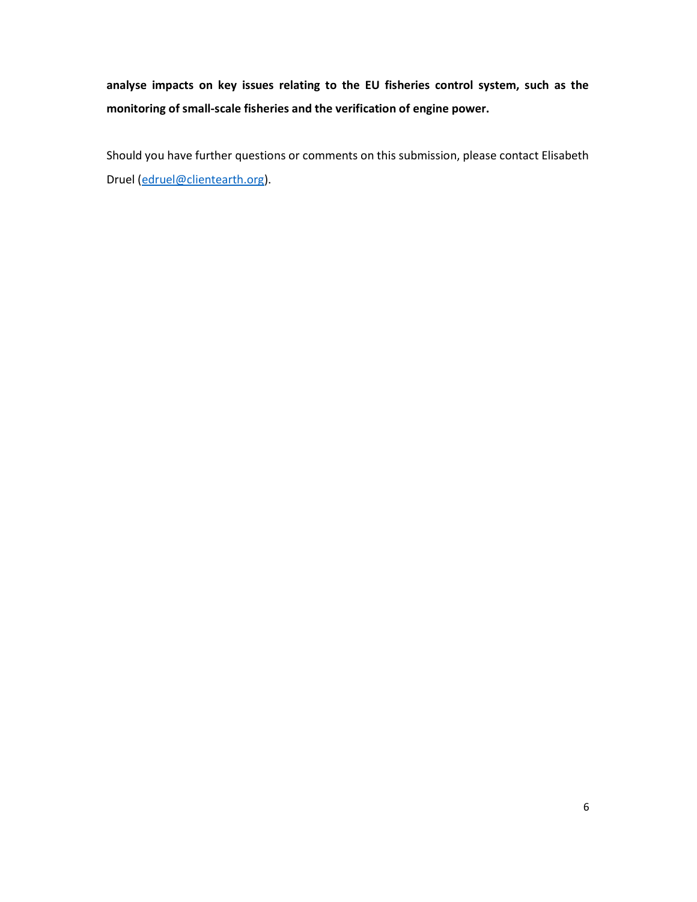**analyse impacts on key issues relating to the EU fisheries control system, such as the monitoring of small-scale fisheries and the verification of engine power.**

Should you have further questions or comments on this submission, please contact Elisabeth Druel (edruel@clientearth.org).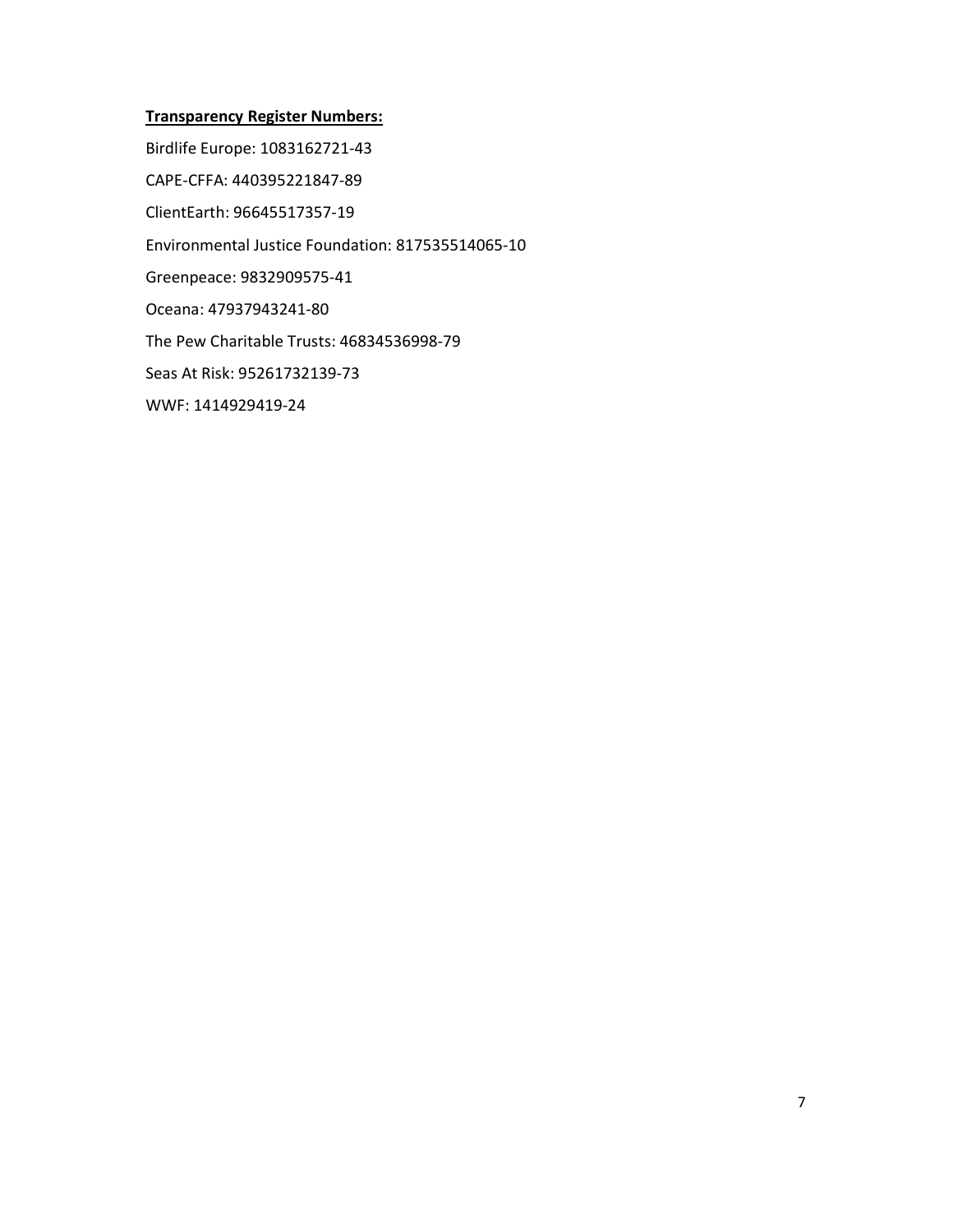**Transparency Register Numbers:**

Birdlife Europe: 1083162721-43

CAPE-CFFA: 440395221847-89

ClientEarth: 96645517357-19

Environmental Justice Foundation: 817535514065-10

Greenpeace: 9832909575-41

Oceana: 47937943241-80

The Pew Charitable Trusts: 46834536998-79

Seas At Risk: 95261732139-73

WWF: 1414929419-24